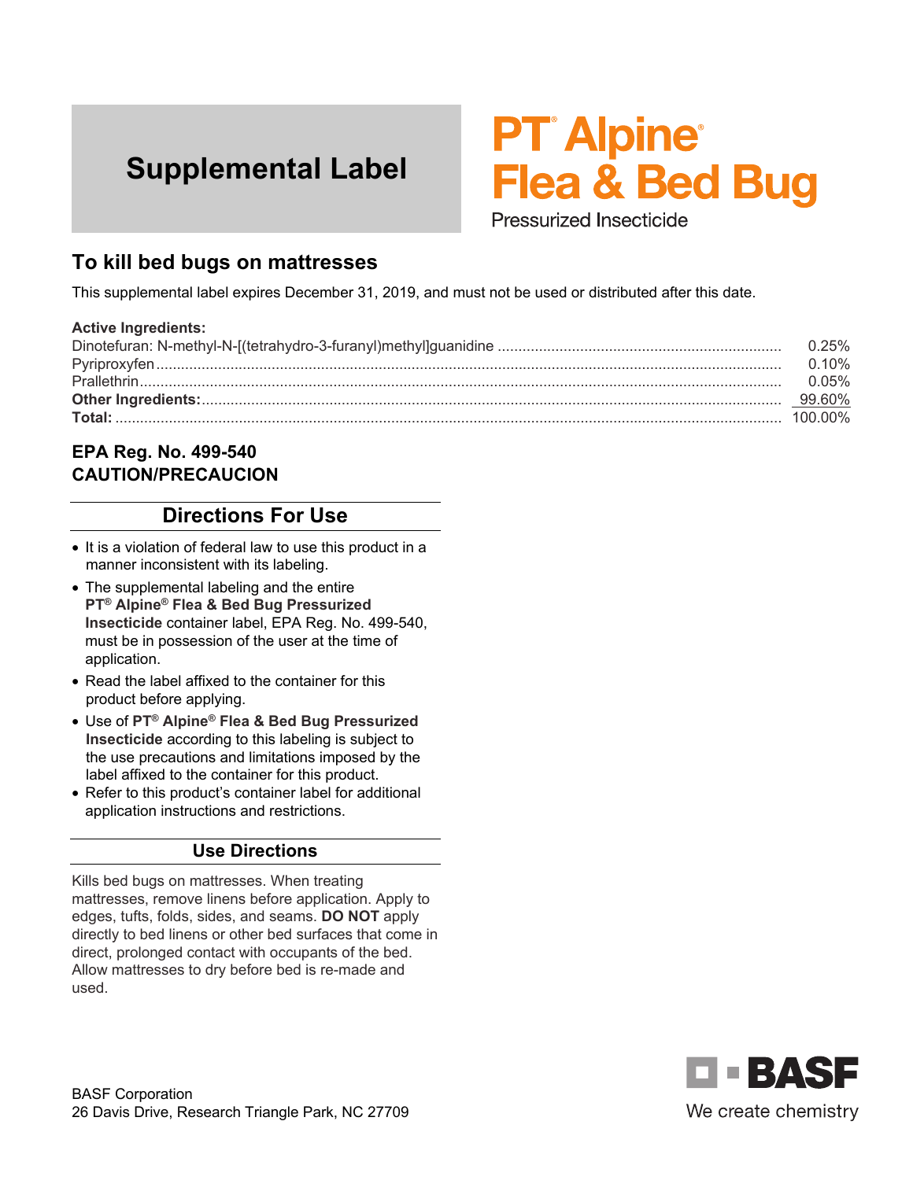# Supplemental Label

# PT® Alpine® Flea & Bed Bug

Pressurized Insecticide

## To kill bed bugs on mattresses

This supplemental label expires December 31, 2019, and must not be used or distributed after this date.

**Active Ingredients:**

| | |
|---|---|
| Dinotefuran: N-methyl-N-[(tetrahydro-3-furanyl)methyl]guanidine | 0.25% |
| Pyriproxyfen | 0.10% |
| Prallethrin | 0.05% |
| **Other Ingredients:** | 99.60% |
| **Total:** | 100.00% |

**EPA Reg. No. 499-540**
**CAUTION/PRECAUCION**

## Directions For Use

- It is a violation of federal law to use this product in a manner inconsistent with its labeling.
- The supplemental labeling and the entire **PT® Alpine® Flea & Bed Bug Pressurized Insecticide** container label, EPA Reg. No. 499-540, must be in possession of the user at the time of application.
- Read the label affixed to the container for this product before applying.
- Use of **PT® Alpine® Flea & Bed Bug Pressurized Insecticide** according to this labeling is subject to the use precautions and limitations imposed by the label affixed to the container for this product.
- Refer to this product's container label for additional application instructions and restrictions.

## Use Directions

Kills bed bugs on mattresses. When treating mattresses, remove linens before application. Apply to edges, tufts, folds, sides, and seams. **DO NOT** apply directly to bed linens or other bed surfaces that come in direct, prolonged contact with occupants of the bed. Allow mattresses to dry before bed is re-made and used.

BASF Corporation
26 Davis Drive, Research Triangle Park, NC 27709

BASF
We create chemistry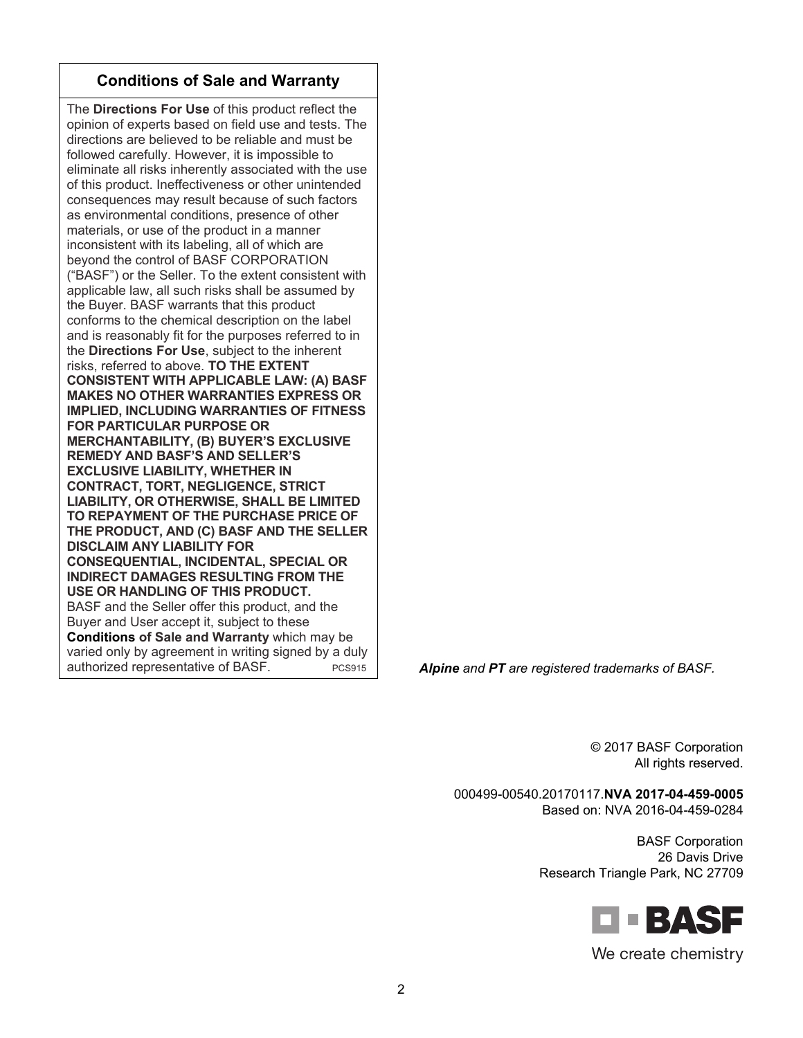## Conditions of Sale and Warranty

The **Directions For Use** of this product reflect the opinion of experts based on field use and tests. The directions are believed to be reliable and must be followed carefully. However, it is impossible to eliminate all risks inherently associated with the use of this product. Ineffectiveness or other unintended consequences may result because of such factors as environmental conditions, presence of other materials, or use of the product in a manner inconsistent with its labeling, all of which are beyond the control of BASF CORPORATION ("BASF") or the Seller. To the extent consistent with applicable law, all such risks shall be assumed by the Buyer. BASF warrants that this product conforms to the chemical description on the label and is reasonably fit for the purposes referred to in the **Directions For Use**, subject to the inherent risks, referred to above. **TO THE EXTENT CONSISTENT WITH APPLICABLE LAW: (A) BASF MAKES NO OTHER WARRANTIES EXPRESS OR IMPLIED, INCLUDING WARRANTIES OF FITNESS FOR PARTICULAR PURPOSE OR MERCHANTABILITY, (B) BUYER'S EXCLUSIVE REMEDY AND BASF'S AND SELLER'S EXCLUSIVE LIABILITY, WHETHER IN CONTRACT, TORT, NEGLIGENCE, STRICT LIABILITY, OR OTHERWISE, SHALL BE LIMITED TO REPAYMENT OF THE PURCHASE PRICE OF THE PRODUCT, AND (C) BASF AND THE SELLER DISCLAIM ANY LIABILITY FOR CONSEQUENTIAL, INCIDENTAL, SPECIAL OR INDIRECT DAMAGES RESULTING FROM THE USE OR HANDLING OF THIS PRODUCT.** BASF and the Seller offer this product, and the Buyer and User accept it, subject to these **Conditions of Sale and Warranty** which may be varied only by agreement in writing signed by a duly authorized representative of BASF. PCS915

***Alpine*** *and* ***PT*** *are registered trademarks of BASF.*

© 2017 BASF Corporation
All rights reserved.

000499-00540.20170117.**NVA 2017-04-459-0005**
Based on: NVA 2016-04-459-0284

BASF Corporation
26 Davis Drive
Research Triangle Park, NC 27709

BASF
We create chemistry